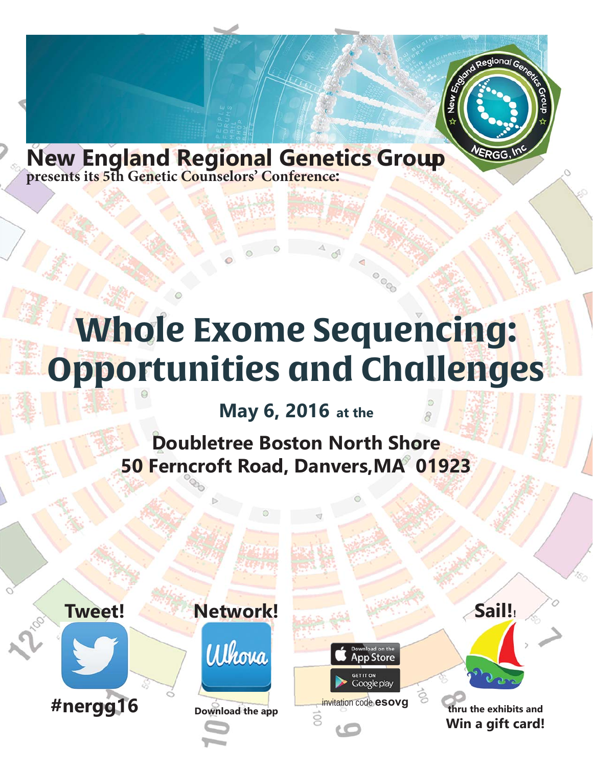# New England Regional Genetics Group

**presents its 5th Genetic Counselors' Conference:**

# Whole Exome Sequencing: Opportunities and Challenges

## May 6, 2016 at the

## Doubletree Boston North Shore
## 50 Ferncroft Road, Danvers, MA 01923

**Tweet!**

**#nergg16**

**Network!**

**Download the app**

invitation code **esovg**

**Sail!**

**thru the exhibits and**
**Win a gift card!**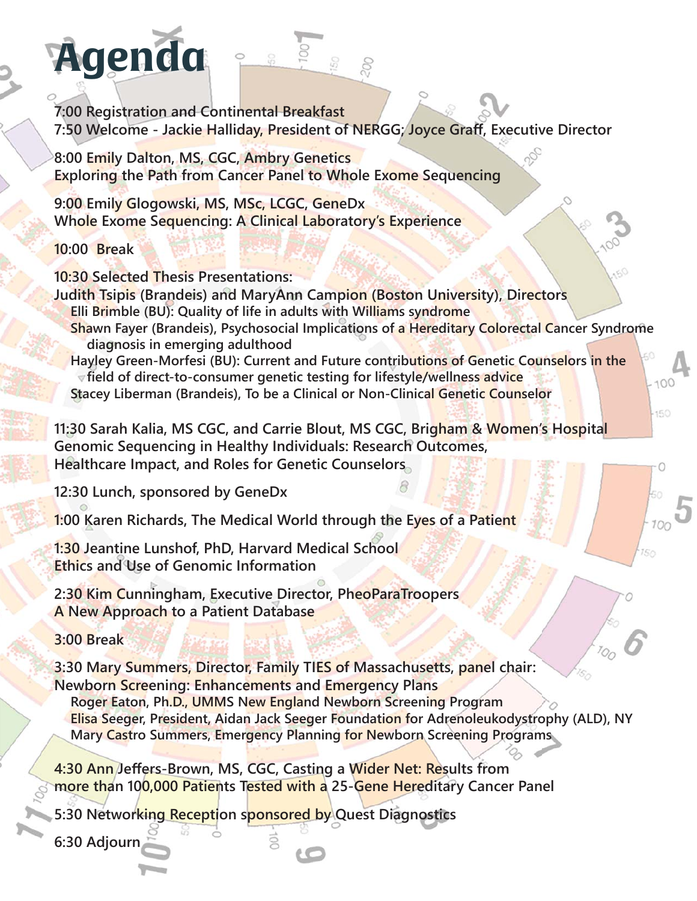# Agenda

**7:00 Registration and Continental Breakfast**
**7:50 Welcome - Jackie Halliday, President of NERGG; Joyce Graff, Executive Director**

**8:00 Emily Dalton, MS, CGC, Ambry Genetics**
**Exploring the Path from Cancer Panel to Whole Exome Sequencing**

**9:00 Emily Glogowski, MS, MSc, LCGC, GeneDx**
**Whole Exome Sequencing: A Clinical Laboratory's Experience**

**10:00 Break**

**10:30 Selected Thesis Presentations:**
**Judith Tsipis (Brandeis) and MaryAnn Campion (Boston University), Directors**

- **Elli Brimble (BU): Quality of life in adults with Williams syndrome**
- **Shawn Fayer (Brandeis), Psychosocial Implications of a Hereditary Colorectal Cancer Syndrome diagnosis in emerging adulthood**
- **Hayley Green-Morfesi (BU): Current and Future contributions of Genetic Counselors in the field of direct-to-consumer genetic testing for lifestyle/wellness advice**
- **Stacey Liberman (Brandeis), To be a Clinical or Non-Clinical Genetic Counselor**

**11:30 Sarah Kalia, MS CGC, and Carrie Blout, MS CGC, Brigham & Women's Hospital**
**Genomic Sequencing in Healthy Individuals: Research Outcomes, Healthcare Impact, and Roles for Genetic Counselors**

**12:30 Lunch, sponsored by GeneDx**

**1:00 Karen Richards, The Medical World through the Eyes of a Patient**

**1:30 Jeantine Lunshof, PhD, Harvard Medical School**
**Ethics and Use of Genomic Information**

**2:30 Kim Cunningham, Executive Director, PheoParaTroopers**
**A New Approach to a Patient Database**

**3:00 Break**

**3:30 Mary Summers, Director, Family TIES of Massachusetts, panel chair:**
**Newborn Screening: Enhancements and Emergency Plans**

- **Roger Eaton, Ph.D., UMMS New England Newborn Screening Program**
- **Elisa Seeger, President, Aidan Jack Seeger Foundation for Adrenoleukodystrophy (ALD), NY**
- **Mary Castro Summers, Emergency Planning for Newborn Screening Programs**

**4:30 Ann Jeffers-Brown, MS, CGC, Casting a Wider Net: Results from more than 100,000 Patients Tested with a 25-Gene Hereditary Cancer Panel**

**5:30 Networking Reception sponsored by Quest Diagnostics**

**6:30 Adjourn**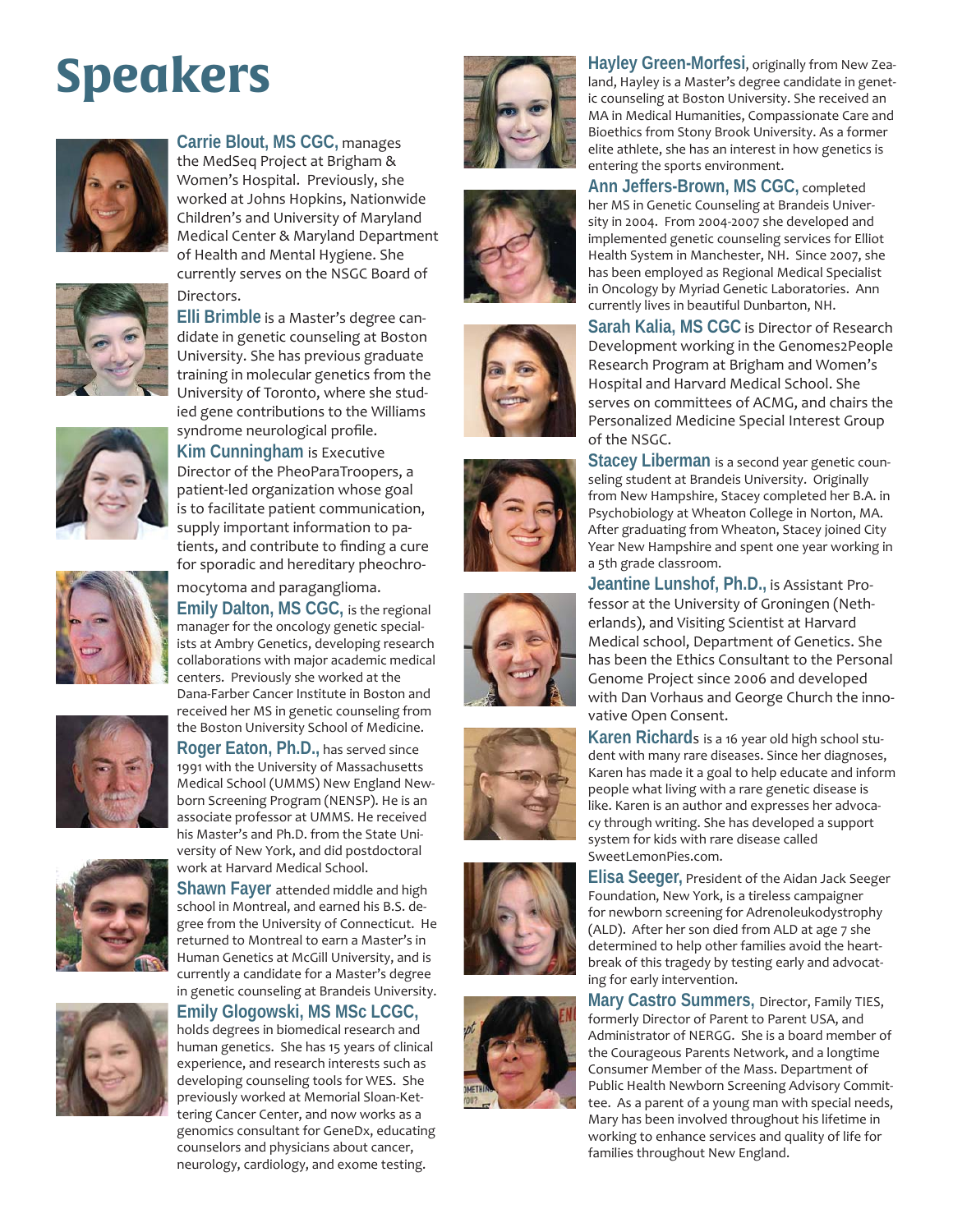# Speakers

**Carrie Blout, MS CGC,** manages the MedSeq Project at Brigham & Women's Hospital. Previously, she worked at Johns Hopkins, Nationwide Children's and University of Maryland Medical Center & Maryland Department of Health and Mental Hygiene. She currently serves on the NSGC Board of Directors.

**Elli Brimble** is a Master's degree candidate in genetic counseling at Boston University. She has previous graduate training in molecular genetics from the University of Toronto, where she studied gene contributions to the Williams syndrome neurological profile.

**Kim Cunningham** is Executive Director of the PheoParaTroopers, a patient-led organization whose goal is to facilitate patient communication, supply important information to patients, and contribute to finding a cure for sporadic and hereditary pheochromocytoma and paraganglioma.

**Emily Dalton, MS CGC,** is the regional manager for the oncology genetic specialists at Ambry Genetics, developing research collaborations with major academic medical centers. Previously she worked at the Dana-Farber Cancer Institute in Boston and received her MS in genetic counseling from the Boston University School of Medicine.

**Roger Eaton, Ph.D.,** has served since 1991 with the University of Massachusetts Medical School (UMMS) New England Newborn Screening Program (NENSP). He is an associate professor at UMMS. He received his Master's and Ph.D. from the State University of New York, and did postdoctoral work at Harvard Medical School.

**Shawn Fayer** attended middle and high school in Montreal, and earned his B.S. degree from the University of Connecticut. He returned to Montreal to earn a Master's in Human Genetics at McGill University, and is currently a candidate for a Master's degree in genetic counseling at Brandeis University.

**Emily Glogowski, MS MSc LCGC,** holds degrees in biomedical research and human genetics. She has 15 years of clinical experience, and research interests such as developing counseling tools for WES. She previously worked at Memorial Sloan-Kettering Cancer Center, and now works as a genomics consultant for GeneDx, educating counselors and physicians about cancer, neurology, cardiology, and exome testing.

**Hayley Green-Morfesi,** originally from New Zealand, Hayley is a Master's degree candidate in genetic counseling at Boston University. She received an MA in Medical Humanities, Compassionate Care and Bioethics from Stony Brook University. As a former elite athlete, she has an interest in how genetics is entering the sports environment.

**Ann Jeffers-Brown, MS CGC,** completed her MS in Genetic Counseling at Brandeis University in 2004. From 2004-2007 she developed and implemented genetic counseling services for Elliot Health System in Manchester, NH. Since 2007, she has been employed as Regional Medical Specialist in Oncology by Myriad Genetic Laboratories. Ann currently lives in beautiful Dunbarton, NH.

**Sarah Kalia, MS CGC** is Director of Research Development working in the Genomes2People Research Program at Brigham and Women's Hospital and Harvard Medical School. She serves on committees of ACMG, and chairs the Personalized Medicine Special Interest Group of the NSGC.

**Stacey Liberman** is a second year genetic counseling student at Brandeis University. Originally from New Hampshire, Stacey completed her B.A. in Psychobiology at Wheaton College in Norton, MA. After graduating from Wheaton, Stacey joined City Year New Hampshire and spent one year working in a 5th grade classroom.

**Jeantine Lunshof, Ph.D.,** is Assistant Professor at the University of Groningen (Netherlands), and Visiting Scientist at Harvard Medical school, Department of Genetics. She has been the Ethics Consultant to the Personal Genome Project since 2006 and developed with Dan Vorhaus and George Church the innovative Open Consent.

**Karen Richards** is a 16 year old high school student with many rare diseases. Since her diagnoses, Karen has made it a goal to help educate and inform people what living with a rare genetic disease is like. Karen is an author and expresses her advocacy through writing. She has developed a support system for kids with rare disease called SweetLemonPies.com.

**Elisa Seeger,** President of the Aidan Jack Seeger Foundation, New York, is a tireless campaigner for newborn screening for Adrenoleukodystrophy (ALD). After her son died from ALD at age 7 she determined to help other families avoid the heartbreak of this tragedy by testing early and advocating for early intervention.

**Mary Castro Summers,** Director, Family TIES, formerly Director of Parent to Parent USA, and Administrator of NERGG. She is a board member of the Courageous Parents Network, and a longtime Consumer Member of the Mass. Department of Public Health Newborn Screening Advisory Committee. As a parent of a young man with special needs, Mary has been involved throughout his lifetime in working to enhance services and quality of life for families throughout New England.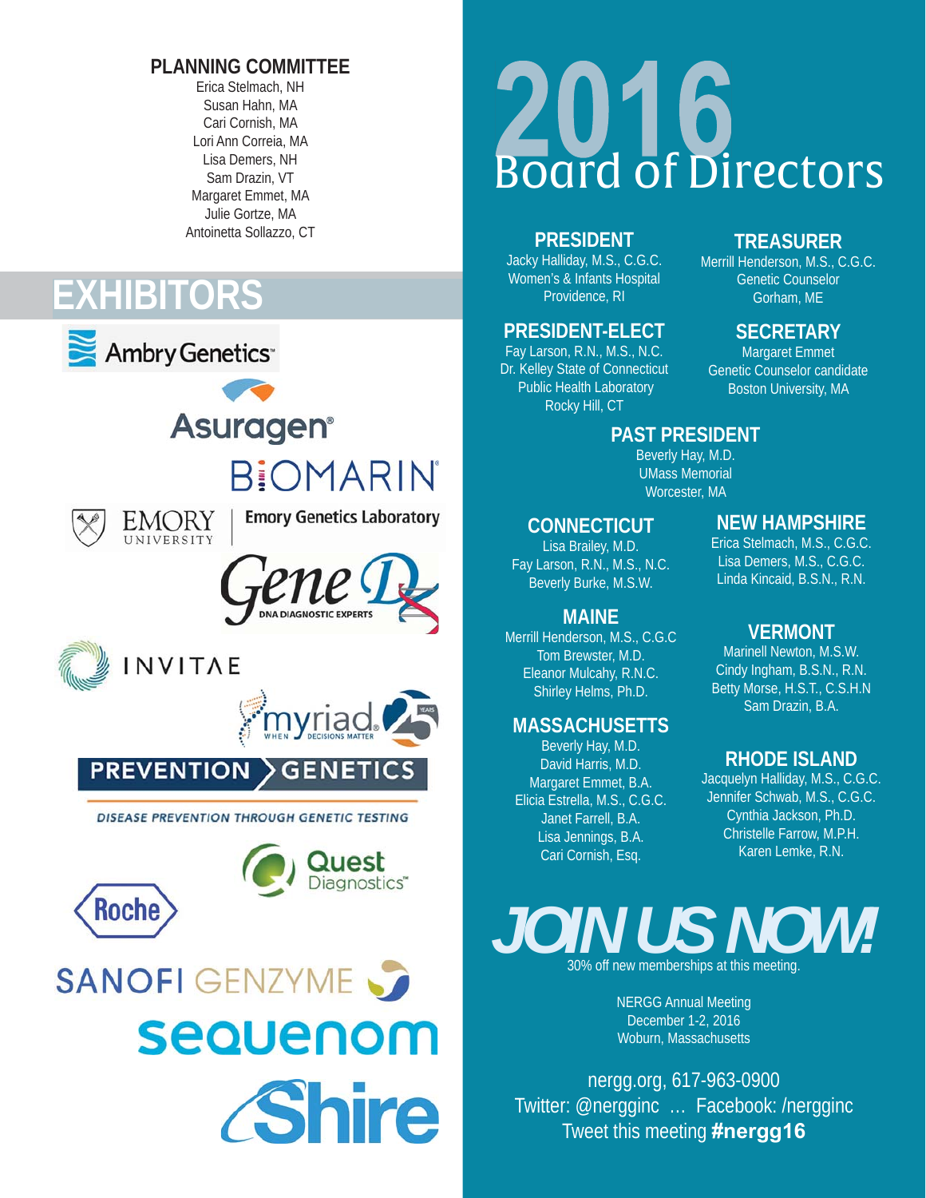## PLANNING COMMITTEE

Erica Stelmach, NH
Susan Hahn, MA
Cari Cornish, MA
Lori Ann Correia, MA
Lisa Demers, NH
Sam Drazin, VT
Margaret Emmet, MA
Julie Gortze, MA
Antoinetta Sollazzo, CT

## EXHIBITORS

Ambry Genetics
Asuragen
BIOMARIN
Emory University – Emory Genetics Laboratory
GeneDx – DNA Diagnostic Experts
INVITAE
myriad – When Decisions Matter
PREVENTION GENETICS – Disease Prevention Through Genetic Testing
Quest Diagnostics
Roche
SANOFI GENZYME
sequenom
Shire

# 2016 Board of Directors

### PRESIDENT
Jacky Halliday, M.S., C.G.C.
Women's & Infants Hospital
Providence, RI

### TREASURER
Merrill Henderson, M.S., C.G.C.
Genetic Counselor
Gorham, ME

### PRESIDENT-ELECT
Fay Larson, R.N., M.S., N.C.
Dr. Kelley State of Connecticut
Public Health Laboratory
Rocky Hill, CT

### SECRETARY
Margaret Emmet
Genetic Counselor candidate
Boston University, MA

### PAST PRESIDENT
Beverly Hay, M.D.
UMass Memorial
Worcester, MA

### CONNECTICUT
Lisa Brailey, M.D.
Fay Larson, R.N., M.S., N.C.
Beverly Burke, M.S.W.

### NEW HAMPSHIRE
Erica Stelmach, M.S., C.G.C.
Lisa Demers, M.S., C.G.C.
Linda Kincaid, B.S.N., R.N.

### MAINE
Merrill Henderson, M.S., C.G.C
Tom Brewster, M.D.
Eleanor Mulcahy, R.N.C.
Shirley Helms, Ph.D.

### VERMONT
Marinell Newton, M.S.W.
Cindy Ingham, B.S.N., R.N.
Betty Morse, H.S.T., C.S.H.N
Sam Drazin, B.A.

### MASSACHUSETTS
Beverly Hay, M.D.
David Harris, M.D.
Margaret Emmet, B.A.
Elicia Estrella, M.S., C.G.C.
Janet Farrell, B.A.
Lisa Jennings, B.A.
Cari Cornish, Esq.

### RHODE ISLAND
Jacquelyn Halliday, M.S., C.G.C.
Jennifer Schwab, M.S., C.G.C.
Cynthia Jackson, Ph.D.
Christelle Farrow, M.P.H.
Karen Lemke, R.N.

# JOIN US NOW!

30% off new memberships at this meeting.

NERGG Annual Meeting
December 1-2, 2016
Woburn, Massachusetts

nergg.org, 617-963-0900
Twitter: @nergginc ... Facebook: /nergginc
Tweet this meeting **#nergg16**